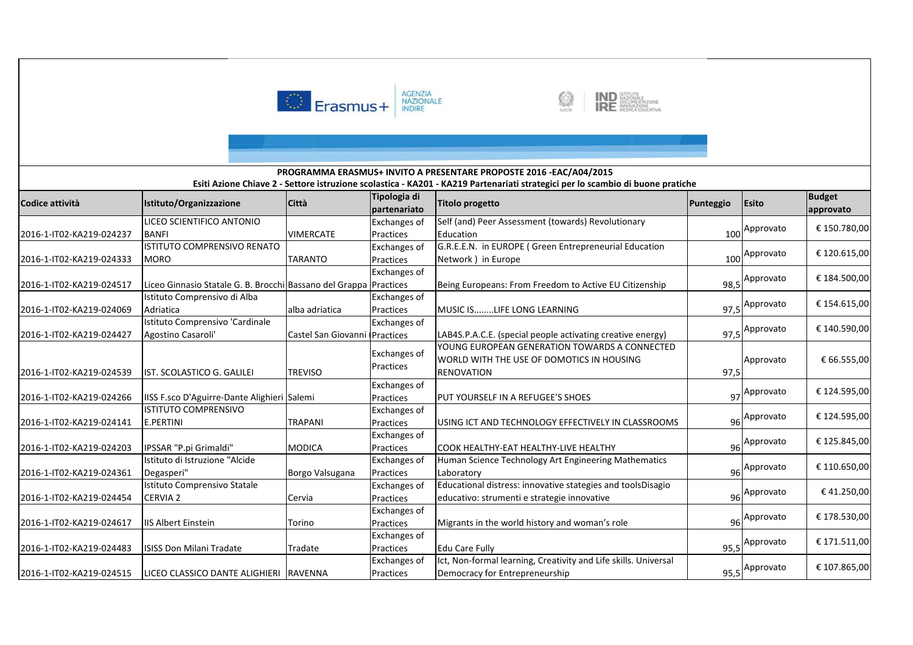**PROGRAMMA ERASMUS+ INVITO A PRESENTARE PROPOSTE 2016 -EAC/A04/2015**

**Esiti Azione Chiave 2 - Settore istruzione scolastica - KA201 - KA219 Partenariati strategici per lo scambio di buone pratiche**

| Codice attività | Istituto/Organizzazione | Città | Tipologia di partenariato | Titolo progetto | Punteggio | Esito | Budget approvato |
|---|---|---|---|---|---|---|---|
| 2016-1-IT02-KA219-024237 | LICEO SCIENTIFICO ANTONIO BANFI | VIMERCATE | Exchanges of Practices | Self (and) Peer Assessment (towards) Revolutionary Education | 100 | Approvato | € 150.780,00 |
| 2016-1-IT02-KA219-024333 | ISTITUTO COMPRENSIVO RENATO MORO | TARANTO | Exchanges of Practices | G.R.E.E.N. in EUROPE ( Green Entrepreneurial Education Network ) in Europe | 100 | Approvato | € 120.615,00 |
| 2016-1-IT02-KA219-024517 | Liceo Ginnasio Statale G. B. Brocchi | Bassano del Grappa | Exchanges of Practices | Being Europeans: From Freedom to Active EU Citizenship | 98,5 | Approvato | € 184.500,00 |
| 2016-1-IT02-KA219-024069 | Istituto Comprensivo di Alba Adriatica | alba adriatica | Exchanges of Practices | MUSIC IS........LIFE LONG LEARNING | 97,5 | Approvato | € 154.615,00 |
| 2016-1-IT02-KA219-024427 | Istituto Comprensivo 'Cardinale Agostino Casaroli' | Castel San Giovanni | Exchanges of Practices | LAB4S.P.A.C.E. (special people activating creative energy) | 97,5 | Approvato | € 140.590,00 |
| 2016-1-IT02-KA219-024539 | IST. SCOLASTICO G. GALILEI | TREVISO | Exchanges of Practices | YOUNG EUROPEAN GENERATION TOWARDS A CONNECTED WORLD WITH THE USE OF DOMOTICS IN HOUSING RENOVATION | 97,5 | Approvato | € 66.555,00 |
| 2016-1-IT02-KA219-024266 | IISS F.sco D'Aguirre-Dante Alighieri | Salemi | Exchanges of Practices | PUT YOURSELF IN A REFUGEE'S SHOES | 97 | Approvato | € 124.595,00 |
| 2016-1-IT02-KA219-024141 | ISTITUTO COMPRENSIVO E.PERTINI | TRAPANI | Exchanges of Practices | USING ICT AND TECHNOLOGY EFFECTIVELY IN CLASSROOMS | 96 | Approvato | € 124.595,00 |
| 2016-1-IT02-KA219-024203 | IPSSAR "P.pi Grimaldi" | MODICA | Exchanges of Practices | COOK HEALTHY-EAT HEALTHY-LIVE HEALTHY | 96 | Approvato | € 125.845,00 |
| 2016-1-IT02-KA219-024361 | Istituto di Istruzione "Alcide Degasperi" | Borgo Valsugana | Exchanges of Practices | Human Science Technology Art Engineering Mathematics Laboratory | 96 | Approvato | € 110.650,00 |
| 2016-1-IT02-KA219-024454 | Istituto Comprensivo Statale CERVIA 2 | Cervia | Exchanges of Practices | Educational distress: innovative stategies and toolsDisagio educativo: strumenti e strategie innovative | 96 | Approvato | € 41.250,00 |
| 2016-1-IT02-KA219-024617 | IIS Albert Einstein | Torino | Exchanges of Practices | Migrants in the world history and woman's role | 96 | Approvato | € 178.530,00 |
| 2016-1-IT02-KA219-024483 | ISISS Don Milani Tradate | Tradate | Exchanges of Practices | Edu Care Fully | 95,5 | Approvato | € 171.511,00 |
| 2016-1-IT02-KA219-024515 | LICEO CLASSICO DANTE ALIGHIERI | RAVENNA | Exchanges of Practices | Ict, Non-formal learning, Creativity and Life skills. Universal Democracy for Entrepreneurship | 95,5 | Approvato | € 107.865,00 |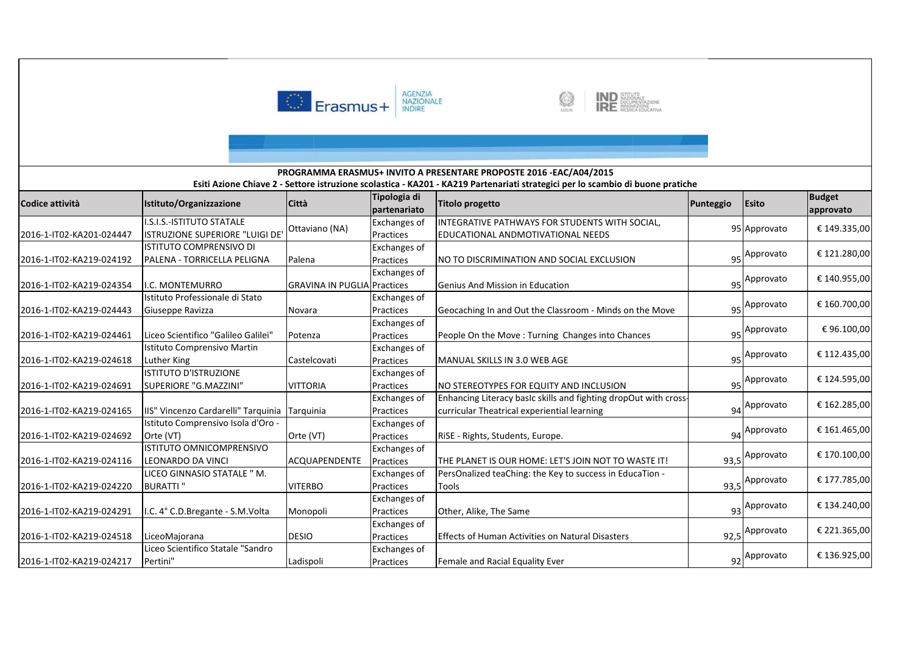**PROGRAMMA ERASMUS+ INVITO A PRESENTARE PROPOSTE 2016 -EAC/A04/2015**

**Esiti Azione Chiave 2 - Settore istruzione scolastica - KA201 - KA219 Partenariati strategici per lo scambio di buone pratiche**

| Codice attività | Istituto/Organizzazione | Città | Tipologia di partenariato | Titolo progetto | Punteggio | Esito | Budget approvato |
|---|---|---|---|---|---|---|---|
| 2016-1-IT02-KA201-024447 | I.S.I.S.-ISTITUTO STATALE ISTRUZIONE SUPERIORE "LUIGI DE' | Ottaviano (NA) | Exchanges of Practices | INTEGRATIVE PATHWAYS FOR STUDENTS WITH SOCIAL, EDUCATIONAL ANDMOTIVATIONAL NEEDS | 95 | Approvato | € 149.335,00 |
| 2016-1-IT02-KA219-024192 | ISTITUTO COMPRENSIVO DI PALENA - TORRICELLA PELIGNA | Palena | Exchanges of Practices | NO TO DISCRIMINATION AND SOCIAL EXCLUSION | 95 | Approvato | € 121.280,00 |
| 2016-1-IT02-KA219-024354 | I.C. MONTEMURRO | GRAVINA IN PUGLIA | Exchanges of Practices | Genius And Mission in Education | 95 | Approvato | € 140.955,00 |
| 2016-1-IT02-KA219-024443 | Istituto Professionale di Stato Giuseppe Ravizza | Novara | Exchanges of Practices | Geocaching In and Out the Classroom - Minds on the Move | 95 | Approvato | € 160.700,00 |
| 2016-1-IT02-KA219-024461 | Liceo Scientifico "Galileo Galilei" | Potenza | Exchanges of Practices | People On the Move : Turning Changes into Chances | 95 | Approvato | € 96.100,00 |
| 2016-1-IT02-KA219-024618 | Istituto Comprensivo Martin Luther King | Castelcovati | Exchanges of Practices | MANUAL SKILLS IN 3.0 WEB AGE | 95 | Approvato | € 112.435,00 |
| 2016-1-IT02-KA219-024691 | ISTITUTO D'ISTRUZIONE SUPERIORE "G.MAZZINI" | VITTORIA | Exchanges of Practices | NO STEREOTYPES FOR EQUITY AND INCLUSION | 95 | Approvato | € 124.595,00 |
| 2016-1-IT02-KA219-024165 | IIS" Vincenzo Cardarelli" Tarquinia | Tarquinia | Exchanges of Practices | Enhancing Literacy basIc skills and fighting dropOut with cross-curricular Theatrical experiential learning | 94 | Approvato | € 162.285,00 |
| 2016-1-IT02-KA219-024692 | Istituto Comprensivo Isola d'Oro - Orte (VT) | Orte (VT) | Exchanges of Practices | RiSE - Rights, Students, Europe. | 94 | Approvato | € 161.465,00 |
| 2016-1-IT02-KA219-024116 | ISTITUTO OMNICOMPRENSIVO LEONARDO DA VINCI | ACQUAPENDENTE | Exchanges of Practices | THE PLANET IS OUR HOME: LET'S JOIN NOT TO WASTE IT! | 93,5 | Approvato | € 170.100,00 |
| 2016-1-IT02-KA219-024220 | LICEO GINNASIO STATALE " M. BURATTI " | VITERBO | Exchanges of Practices | PersOnalized teaChing: the Key to success in EducaTion - Tools | 93,5 | Approvato | € 177.785,00 |
| 2016-1-IT02-KA219-024291 | I.C. 4° C.D.Bregante - S.M.Volta | Monopoli | Exchanges of Practices | Other, Alike, The Same | 93 | Approvato | € 134.240,00 |
| 2016-1-IT02-KA219-024518 | LiceoMajorana | DESIO | Exchanges of Practices | Effects of Human Activities on Natural Disasters | 92,5 | Approvato | € 221.365,00 |
| 2016-1-IT02-KA219-024217 | Liceo Scientifico Statale "Sandro Pertini" | Ladispoli | Exchanges of Practices | Female and Racial Equality Ever | 92 | Approvato | € 136.925,00 |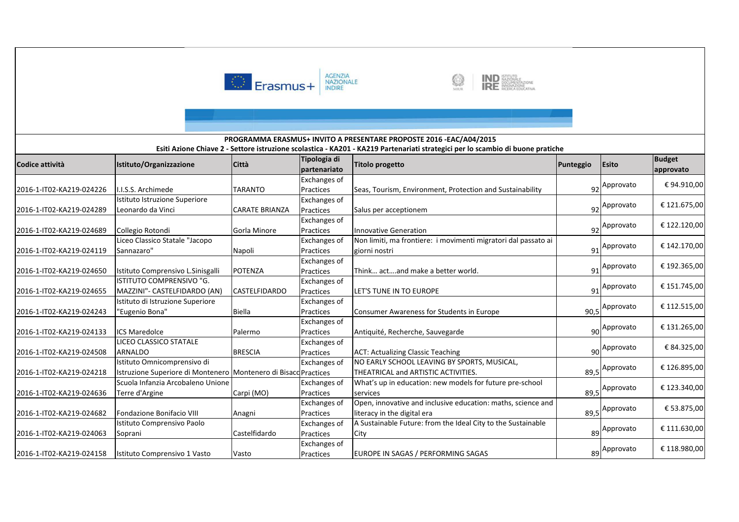PROGRAMMA ERASMUS+ INVITO A PRESENTARE PROPOSTE 2016 -EAC/A04/2015

Esiti Azione Chiave 2 - Settore istruzione scolastica - KA201 - KA219 Partenariati strategici per lo scambio di buone pratiche

| Codice attività | Istituto/Organizzazione | Città | Tipologia di partenariato | Titolo progetto | Punteggio | Esito | Budget approvato |
|---|---|---|---|---|---|---|---|
| 2016-1-IT02-KA219-024226 | I.I.S.S. Archimede | TARANTO | Exchanges of Practices | Seas, Tourism, Environment, Protection and Sustainability | 92 | Approvato | € 94.910,00 |
| 2016-1-IT02-KA219-024289 | Istituto Istruzione Superiore Leonardo da Vinci | CARATE BRIANZA | Exchanges of Practices | Salus per acceptionem | 92 | Approvato | € 121.675,00 |
| 2016-1-IT02-KA219-024689 | Collegio Rotondi | Gorla Minore | Exchanges of Practices | Innovative Generation | 92 | Approvato | € 122.120,00 |
| 2016-1-IT02-KA219-024119 | Liceo Classico Statale "Jacopo Sannazaro" | Napoli | Exchanges of Practices | Non limiti, ma frontiere: i movimenti migratori dal passato ai giorni nostri | 91 | Approvato | € 142.170,00 |
| 2016-1-IT02-KA219-024650 | Istituto Comprensivo L.Sinisgalli | POTENZA | Exchanges of Practices | Think… act….and make a better world. | 91 | Approvato | € 192.365,00 |
| 2016-1-IT02-KA219-024655 | ISTITUTO COMPRENSIVO "G. MAZZINI"- CASTELFIDARDO (AN) | CASTELFIDARDO | Exchanges of Practices | LET'S TUNE IN TO EUROPE | 91 | Approvato | € 151.745,00 |
| 2016-1-IT02-KA219-024243 | Istituto di Istruzione Superiore "Eugenio Bona" | Biella | Exchanges of Practices | Consumer Awareness for Students in Europe | 90,5 | Approvato | € 112.515,00 |
| 2016-1-IT02-KA219-024133 | ICS Maredolce | Palermo | Exchanges of Practices | Antiquité, Recherche, Sauvegarde | 90 | Approvato | € 131.265,00 |
| 2016-1-IT02-KA219-024508 | LICEO CLASSICO STATALE ARNALDO | BRESCIA | Exchanges of Practices | ACT: Actualizing Classic Teaching | 90 | Approvato | € 84.325,00 |
| 2016-1-IT02-KA219-024218 | Istituto Omnicomprensivo di Istruzione Superiore di Montenero | Montenero di Bisacc | Exchanges of Practices | NO EARLY SCHOOL LEAVING BY SPORTS, MUSICAL, THEATRICAL and ARTISTIC ACTIVITIES. | 89,5 | Approvato | € 126.895,00 |
| 2016-1-IT02-KA219-024636 | Scuola Infanzia Arcobaleno Unione Terre d'Argine | Carpi (MO) | Exchanges of Practices | What's up in education: new models for future pre-school services | 89,5 | Approvato | € 123.340,00 |
| 2016-1-IT02-KA219-024682 | Fondazione Bonifacio VIII | Anagni | Exchanges of Practices | Open, innovative and inclusive education: maths, science and literacy in the digital era | 89,5 | Approvato | € 53.875,00 |
| 2016-1-IT02-KA219-024063 | Istituto Comprensivo Paolo Soprani | Castelfidardo | Exchanges of Practices | A Sustainable Future: from the Ideal City to the Sustainable City | 89 | Approvato | € 111.630,00 |
| 2016-1-IT02-KA219-024158 | Istituto Comprensivo 1 Vasto | Vasto | Exchanges of Practices | EUROPE IN SAGAS / PERFORMING SAGAS | 89 | Approvato | € 118.980,00 |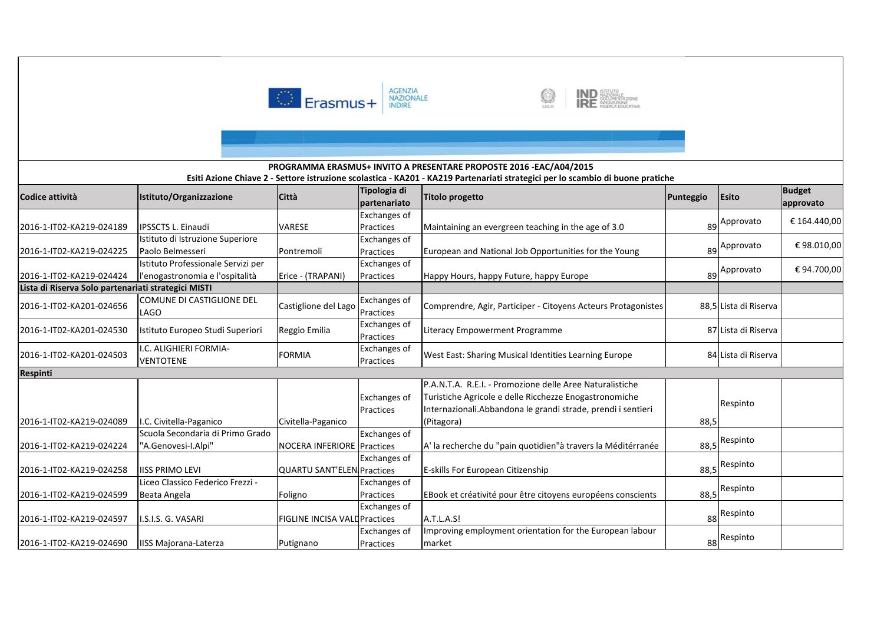**PROGRAMMA ERASMUS+ INVITO A PRESENTARE PROPOSTE 2016 -EAC/A04/2015**

**Esiti Azione Chiave 2 - Settore istruzione scolastica - KA201 - KA219 Partenariati strategici per lo scambio di buone pratiche**

| Codice attività | Istituto/Organizzazione | Città | Tipologia di partenariato | Titolo progetto | Punteggio | Esito | Budget approvato |
|---|---|---|---|---|---|---|---|
| 2016-1-IT02-KA219-024189 | IPSSCTS L. Einaudi | VARESE | Exchanges of Practices | Maintaining an evergreen teaching in the age of 3.0 | 89 | Approvato | € 164.440,00 |
| 2016-1-IT02-KA219-024225 | Istituto di Istruzione Superiore Paolo Belmesseri | Pontremoli | Exchanges of Practices | European and National Job Opportunities for the Young | 89 | Approvato | € 98.010,00 |
| 2016-1-IT02-KA219-024424 | Istituto Professionale Servizi per l'enogastronomia e l'ospitalità | Erice - (TRAPANI) | Exchanges of Practices | Happy Hours, happy Future, happy Europe | 89 | Approvato | € 94.700,00 |
| **Lista di Riserva Solo partenariati strategici MISTI** | | | | | | | |
| 2016-1-IT02-KA201-024656 | COMUNE DI CASTIGLIONE DEL LAGO | Castiglione del Lago | Exchanges of Practices | Comprendre, Agir, Participer - Citoyens Acteurs Protagonistes | 88,5 | Lista di Riserva | |
| 2016-1-IT02-KA201-024530 | Istituto Europeo Studi Superiori | Reggio Emilia | Exchanges of Practices | Literacy Empowerment Programme | 87 | Lista di Riserva | |
| 2016-1-IT02-KA201-024503 | I.C. ALIGHIERI FORMIA-VENTOTENE | FORMIA | Exchanges of Practices | West East: Sharing Musical Identities Learning Europe | 84 | Lista di Riserva | |
| **Respinti** | | | | | | | |
| 2016-1-IT02-KA219-024089 | I.C. Civitella-Paganico | Civitella-Paganico | Exchanges of Practices | P.A.N.T.A. R.E.I. - Promozione delle Aree Naturalistiche Turistiche Agricole e delle Ricchezze Enogastronomiche Internazionali.Abbandona le grandi strade, prendi i sentieri (Pitagora) | 88,5 | Respinto | |
| 2016-1-IT02-KA219-024224 | Scuola Secondaria di Primo Grado "A.Genovesi-I.Alpi" | NOCERA INFERIORE | Exchanges of Practices | A' la recherche du "pain quotidien"à travers la Méditérranée | 88,5 | Respinto | |
| 2016-1-IT02-KA219-024258 | IISS PRIMO LEVI | QUARTU SANT'ELEN | Exchanges of Practices | E-skills For European Citizenship | 88,5 | Respinto | |
| 2016-1-IT02-KA219-024599 | Liceo Classico Federico Frezzi - Beata Angela | Foligno | Exchanges of Practices | EBook et créativité pour être citoyens européens conscients | 88,5 | Respinto | |
| 2016-1-IT02-KA219-024597 | I.S.I.S. G. VASARI | FIGLINE INCISA VALD | Exchanges of Practices | A.T.L.A.S! | 88 | Respinto | |
| 2016-1-IT02-KA219-024690 | IISS Majorana-Laterza | Putignano | Exchanges of Practices | Improving employment orientation for the European labour market | 88 | Respinto | |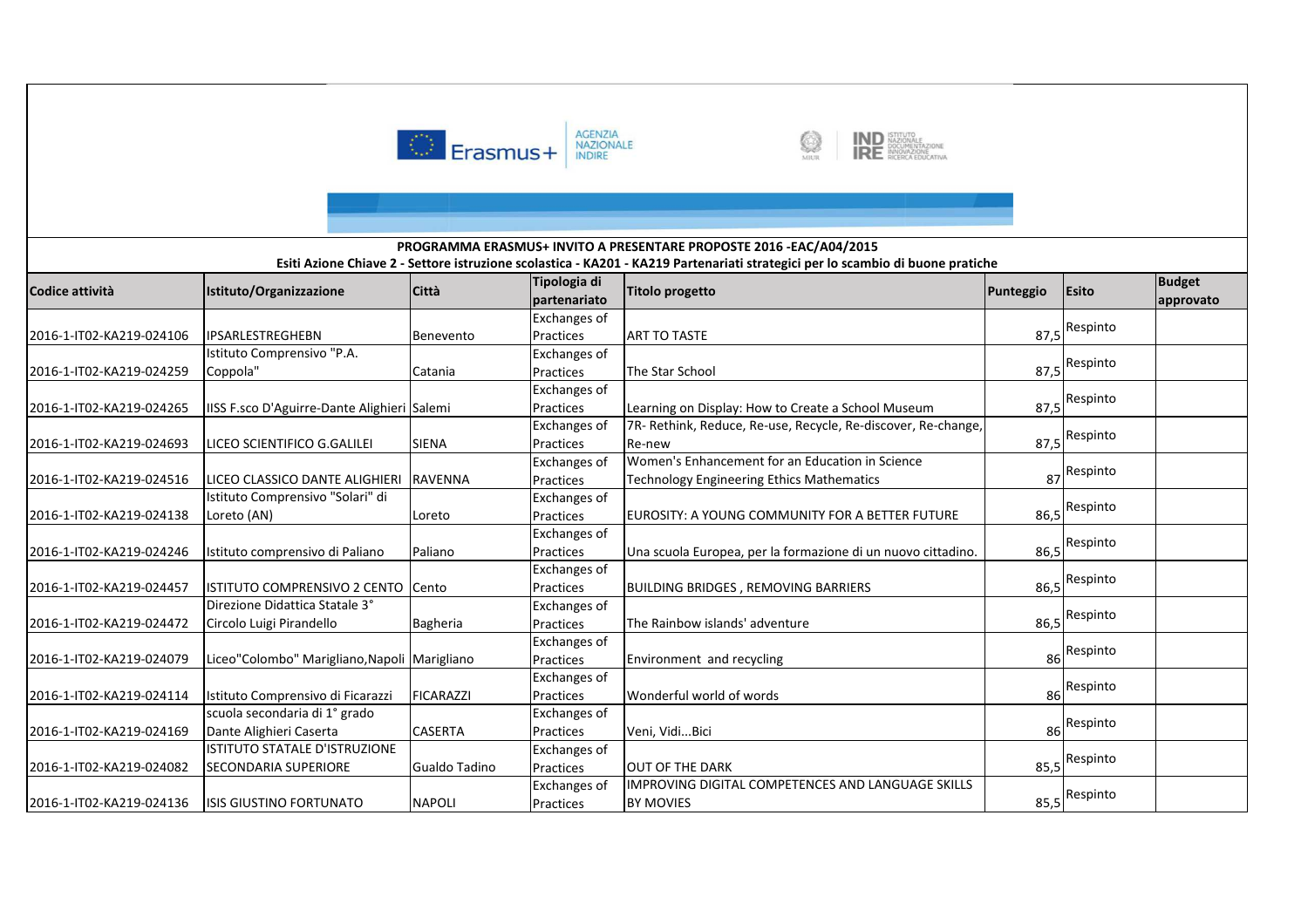**PROGRAMMA ERASMUS+ INVITO A PRESENTARE PROPOSTE 2016 -EAC/A04/2015**

**Esiti Azione Chiave 2 - Settore istruzione scolastica - KA201 - KA219 Partenariati strategici per lo scambio di buone pratiche**

| Codice attività | Istituto/Organizzazione | Città | Tipologia di partenariato | Titolo progetto | Punteggio | Esito | Budget approvato |
|---|---|---|---|---|---|---|---|
| 2016-1-IT02-KA219-024106 | IPSARLESTREGHEBN | Benevento | Exchanges of Practices | ART TO TASTE | 87,5 | Respinto | |
| 2016-1-IT02-KA219-024259 | Istituto Comprensivo "P.A. Coppola" | Catania | Exchanges of Practices | The Star School | 87,5 | Respinto | |
| 2016-1-IT02-KA219-024265 | IISS F.sco D'Aguirre-Dante Alighieri | Salemi | Exchanges of Practices | Learning on Display: How to Create a School Museum | 87,5 | Respinto | |
| 2016-1-IT02-KA219-024693 | LICEO SCIENTIFICO G.GALILEI | SIENA | Exchanges of Practices | 7R- Rethink, Reduce, Re-use, Recycle, Re-discover, Re-change, Re-new | 87,5 | Respinto | |
| 2016-1-IT02-KA219-024516 | LICEO CLASSICO DANTE ALIGHIERI | RAVENNA | Exchanges of Practices | Women's Enhancement for an Education in Science Technology Engineering Ethics Mathematics | 87 | Respinto | |
| 2016-1-IT02-KA219-024138 | Istituto Comprensivo "Solari" di Loreto (AN) | Loreto | Exchanges of Practices | EUROSITY: A YOUNG COMMUNITY FOR A BETTER FUTURE | 86,5 | Respinto | |
| 2016-1-IT02-KA219-024246 | Istituto comprensivo di Paliano | Paliano | Exchanges of Practices | Una scuola Europea, per la formazione di un nuovo cittadino. | 86,5 | Respinto | |
| 2016-1-IT02-KA219-024457 | ISTITUTO COMPRENSIVO 2 CENTO | Cento | Exchanges of Practices | BUILDING BRIDGES , REMOVING BARRIERS | 86,5 | Respinto | |
| 2016-1-IT02-KA219-024472 | Direzione Didattica Statale 3° Circolo Luigi Pirandello | Bagheria | Exchanges of Practices | The Rainbow islands' adventure | 86,5 | Respinto | |
| 2016-1-IT02-KA219-024079 | Liceo"Colombo" Marigliano,Napoli | Marigliano | Exchanges of Practices | Environment and recycling | 86 | Respinto | |
| 2016-1-IT02-KA219-024114 | Istituto Comprensivo di Ficarazzi | FICARAZZI | Exchanges of Practices | Wonderful world of words | 86 | Respinto | |
| 2016-1-IT02-KA219-024169 | scuola secondaria di 1° grado Dante Alighieri Caserta | CASERTA | Exchanges of Practices | Veni, Vidi...Bici | 86 | Respinto | |
| 2016-1-IT02-KA219-024082 | ISTITUTO STATALE D'ISTRUZIONE SECONDARIA SUPERIORE | Gualdo Tadino | Exchanges of Practices | OUT OF THE DARK | 85,5 | Respinto | |
| 2016-1-IT02-KA219-024136 | ISIS GIUSTINO FORTUNATO | NAPOLI | Exchanges of Practices | IMPROVING DIGITAL COMPETENCES AND LANGUAGE SKILLS BY MOVIES | 85,5 | Respinto | |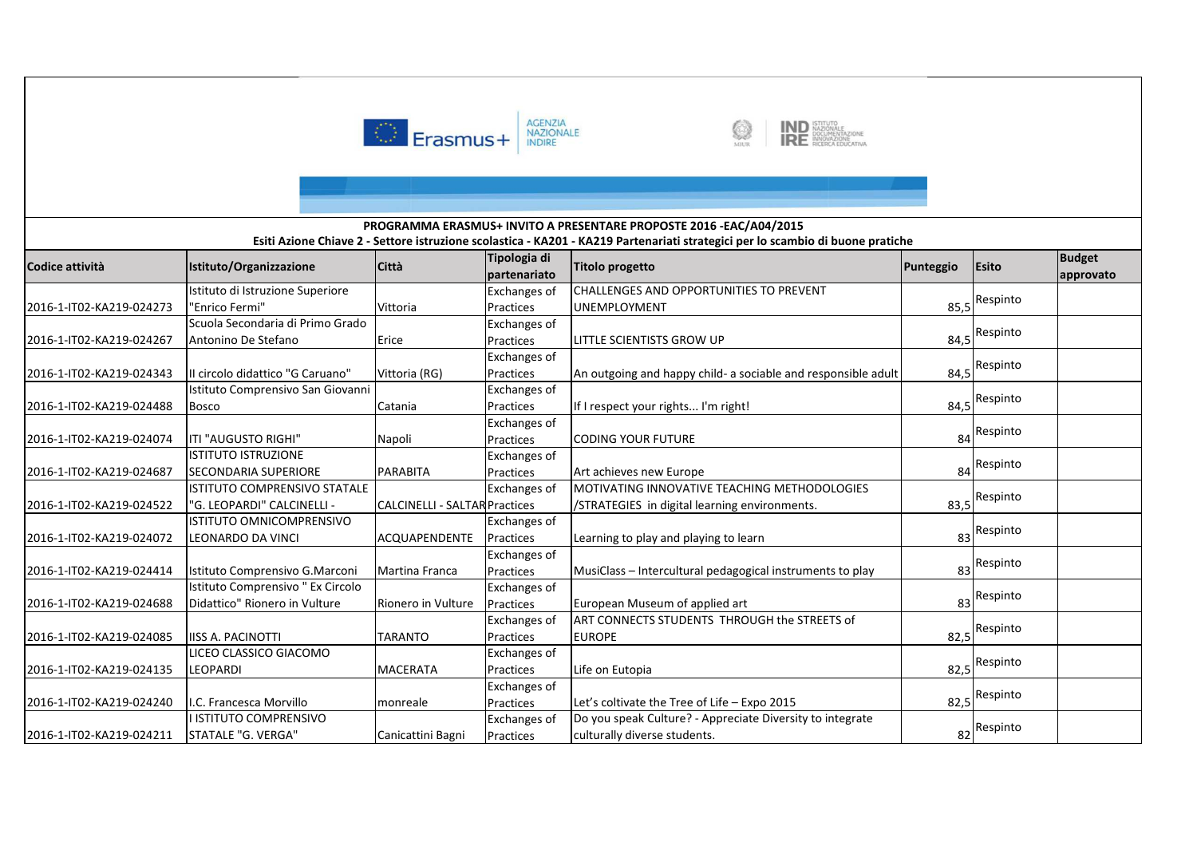**PROGRAMMA ERASMUS+ INVITO A PRESENTARE PROPOSTE 2016 -EAC/A04/2015**

**Esiti Azione Chiave 2 - Settore istruzione scolastica - KA201 - KA219 Partenariati strategici per lo scambio di buone pratiche**

| Codice attività | Istituto/Organizzazione | Città | Tipologia di partenariato | Titolo progetto | Punteggio | Esito | Budget approvato |
|---|---|---|---|---|---|---|---|
| 2016-1-IT02-KA219-024273 | Istituto di Istruzione Superiore "Enrico Fermi" | Vittoria | Exchanges of Practices | CHALLENGES AND OPPORTUNITIES TO PREVENT UNEMPLOYMENT | 85,5 | Respinto | |
| 2016-1-IT02-KA219-024267 | Scuola Secondaria di Primo Grado Antonino De Stefano | Erice | Exchanges of Practices | LITTLE SCIENTISTS GROW UP | 84,5 | Respinto | |
| 2016-1-IT02-KA219-024343 | II circolo didattico "G Caruano" | Vittoria (RG) | Exchanges of Practices | An outgoing and happy child- a sociable and responsible adult | 84,5 | Respinto | |
| 2016-1-IT02-KA219-024488 | Istituto Comprensivo San Giovanni Bosco | Catania | Exchanges of Practices | If I respect your rights... I'm right! | 84,5 | Respinto | |
| 2016-1-IT02-KA219-024074 | ITI "AUGUSTO RIGHI" | Napoli | Exchanges of Practices | CODING YOUR FUTURE | 84 | Respinto | |
| 2016-1-IT02-KA219-024687 | ISTITUTO ISTRUZIONE SECONDARIA SUPERIORE | PARABITA | Exchanges of Practices | Art achieves new Europe | 84 | Respinto | |
| 2016-1-IT02-KA219-024522 | ISTITUTO COMPRENSIVO STATALE "G. LEOPARDI" CALCINELLI - | CALCINELLI - SALTAR | Exchanges of Practices | MOTIVATING INNOVATIVE TEACHING METHODOLOGIES /STRATEGIES in digital learning environments. | 83,5 | Respinto | |
| 2016-1-IT02-KA219-024072 | ISTITUTO OMNICOMPRENSIVO LEONARDO DA VINCI | ACQUAPENDENTE | Exchanges of Practices | Learning to play and playing to learn | 83 | Respinto | |
| 2016-1-IT02-KA219-024414 | Istituto Comprensivo G.Marconi | Martina Franca | Exchanges of Practices | MusiClass – Intercultural pedagogical instruments to play | 83 | Respinto | |
| 2016-1-IT02-KA219-024688 | Istituto Comprensivo " Ex Circolo Didattico" Rionero in Vulture | Rionero in Vulture | Exchanges of Practices | European Museum of applied art | 83 | Respinto | |
| 2016-1-IT02-KA219-024085 | IISS A. PACINOTTI | TARANTO | Exchanges of Practices | ART CONNECTS STUDENTS THROUGH the STREETS of EUROPE | 82,5 | Respinto | |
| 2016-1-IT02-KA219-024135 | LICEO CLASSICO GIACOMO LEOPARDI | MACERATA | Exchanges of Practices | Life on Eutopia | 82,5 | Respinto | |
| 2016-1-IT02-KA219-024240 | I.C. Francesca Morvillo | monreale | Exchanges of Practices | Let's coltivate the Tree of Life – Expo 2015 | 82,5 | Respinto | |
| 2016-1-IT02-KA219-024211 | I ISTITUTO COMPRENSIVO STATALE "G. VERGA" | Canicattini Bagni | Exchanges of Practices | Do you speak Culture? - Appreciate Diversity to integrate culturally diverse students. | 82 | Respinto | |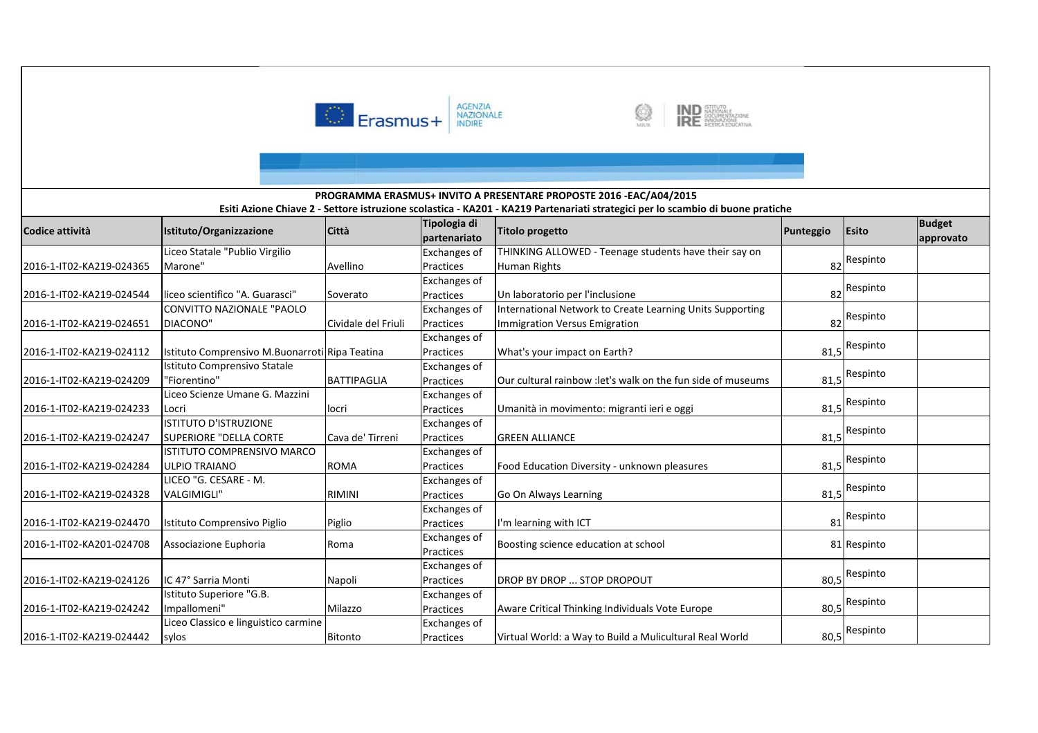**PROGRAMMA ERASMUS+ INVITO A PRESENTARE PROPOSTE 2016 -EAC/A04/2015**

**Esiti Azione Chiave 2 - Settore istruzione scolastica - KA201 - KA219 Partenariati strategici per lo scambio di buone pratiche**

| Codice attività | Istituto/Organizzazione | Città | Tipologia di partenariato | Titolo progetto | Punteggio | Esito | Budget approvato |
|---|---|---|---|---|---|---|---|
| 2016-1-IT02-KA219-024365 | Liceo Statale "Publio Virgilio Marone" | Avellino | Exchanges of Practices | THINKING ALLOWED - Teenage students have their say on Human Rights | 82 | Respinto | |
| 2016-1-IT02-KA219-024544 | liceo scientifico "A. Guarasci" | Soverato | Exchanges of Practices | Un laboratorio per l'inclusione | 82 | Respinto | |
| 2016-1-IT02-KA219-024651 | CONVITTO NAZIONALE "PAOLO DIACONO" | Cividale del Friuli | Exchanges of Practices | International Network to Create Learning Units Supporting Immigration Versus Emigration | 82 | Respinto | |
| 2016-1-IT02-KA219-024112 | Istituto Comprensivo M.Buonarroti | Ripa Teatina | Exchanges of Practices | What's your impact on Earth? | 81,5 | Respinto | |
| 2016-1-IT02-KA219-024209 | Istituto Comprensivo Statale "Fiorentino" | BATTIPAGLIA | Exchanges of Practices | Our cultural rainbow :let's walk on the fun side of museums | 81,5 | Respinto | |
| 2016-1-IT02-KA219-024233 | Liceo Scienze Umane G. Mazzini Locri | locri | Exchanges of Practices | Umanità in movimento: migranti ieri e oggi | 81,5 | Respinto | |
| 2016-1-IT02-KA219-024247 | ISTITUTO D'ISTRUZIONE SUPERIORE "DELLA CORTE | Cava de' Tirreni | Exchanges of Practices | GREEN ALLIANCE | 81,5 | Respinto | |
| 2016-1-IT02-KA219-024284 | ISTITUTO COMPRENSIVO MARCO ULPIO TRAIANO | ROMA | Exchanges of Practices | Food Education Diversity - unknown pleasures | 81,5 | Respinto | |
| 2016-1-IT02-KA219-024328 | LICEO "G. CESARE - M. VALGIMIGLI" | RIMINI | Exchanges of Practices | Go On Always Learning | 81,5 | Respinto | |
| 2016-1-IT02-KA219-024470 | Istituto Comprensivo Piglio | Piglio | Exchanges of Practices | I'm learning with ICT | 81 | Respinto | |
| 2016-1-IT02-KA201-024708 | Associazione Euphoria | Roma | Exchanges of Practices | Boosting science education at school | 81 | Respinto | |
| 2016-1-IT02-KA219-024126 | IC 47° Sarria Monti | Napoli | Exchanges of Practices | DROP BY DROP ... STOP DROPOUT | 80,5 | Respinto | |
| 2016-1-IT02-KA219-024242 | Istituto Superiore "G.B. Impallomeni" | Milazzo | Exchanges of Practices | Aware Critical Thinking Individuals Vote Europe | 80,5 | Respinto | |
| 2016-1-IT02-KA219-024442 | Liceo Classico e linguistico carmine sylos | Bitonto | Exchanges of Practices | Virtual World: a Way to Build a Mulicultural Real World | 80,5 | Respinto | |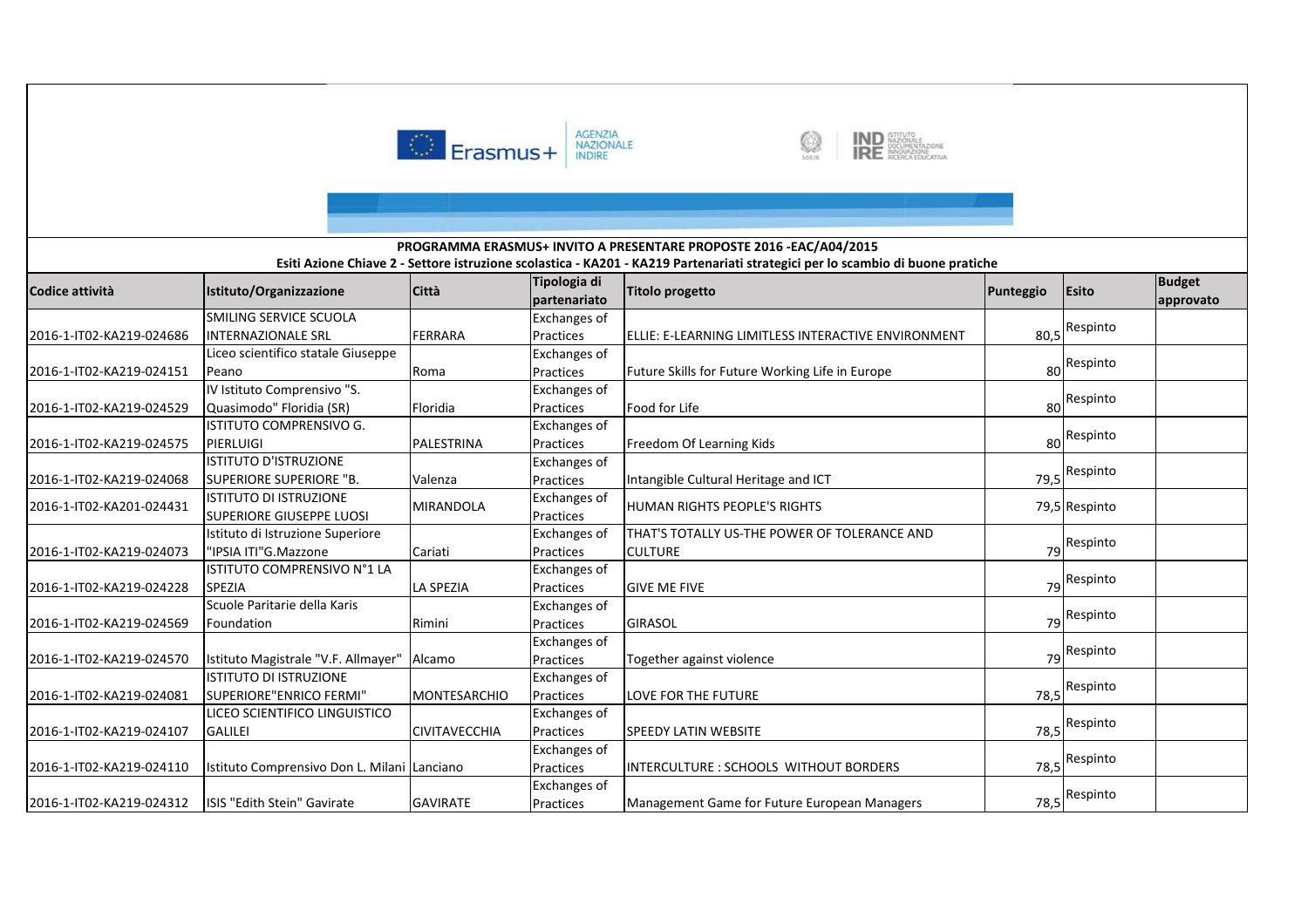**PROGRAMMA ERASMUS+ INVITO A PRESENTARE PROPOSTE 2016 -EAC/A04/2015**

**Esiti Azione Chiave 2 - Settore istruzione scolastica - KA201 - KA219 Partenariati strategici per lo scambio di buone pratiche**

| Codice attività | Istituto/Organizzazione | Città | Tipologia di partenariato | Titolo progetto | Punteggio | Esito | Budget approvato |
|---|---|---|---|---|---|---|---|
| 2016-1-IT02-KA219-024686 | SMILING SERVICE SCUOLA INTERNAZIONALE SRL | FERRARA | Exchanges of Practices | ELLIE: E-LEARNING LIMITLESS INTERACTIVE ENVIRONMENT | 80,5 | Respinto | |
| 2016-1-IT02-KA219-024151 | Liceo scientifico statale Giuseppe Peano | Roma | Exchanges of Practices | Future Skills for Future Working Life in Europe | 80 | Respinto | |
| 2016-1-IT02-KA219-024529 | IV Istituto Comprensivo "S. Quasimodo" Floridia (SR) | Floridia | Exchanges of Practices | Food for Life | 80 | Respinto | |
| 2016-1-IT02-KA219-024575 | ISTITUTO COMPRENSIVO G. PIERLUIGI | PALESTRINA | Exchanges of Practices | Freedom Of Learning Kids | 80 | Respinto | |
| 2016-1-IT02-KA219-024068 | ISTITUTO D'ISTRUZIONE SUPERIORE SUPERIORE "B. | Valenza | Exchanges of Practices | Intangible Cultural Heritage and ICT | 79,5 | Respinto | |
| 2016-1-IT02-KA201-024431 | ISTITUTO DI ISTRUZIONE SUPERIORE GIUSEPPE LUOSI | MIRANDOLA | Exchanges of Practices | HUMAN RIGHTS PEOPLE'S RIGHTS | 79,5 | Respinto | |
| 2016-1-IT02-KA219-024073 | Istituto di Istruzione Superiore "IPSIA ITI"G.Mazzone | Cariati | Exchanges of Practices | THAT'S TOTALLY US-THE POWER OF TOLERANCE AND CULTURE | 79 | Respinto | |
| 2016-1-IT02-KA219-024228 | ISTITUTO COMPRENSIVO N°1 LA SPEZIA | LA SPEZIA | Exchanges of Practices | GIVE ME FIVE | 79 | Respinto | |
| 2016-1-IT02-KA219-024569 | Scuole Paritarie della Karis Foundation | Rimini | Exchanges of Practices | GIRASOL | 79 | Respinto | |
| 2016-1-IT02-KA219-024570 | Istituto Magistrale "V.F. Allmayer" | Alcamo | Exchanges of Practices | Together against violence | 79 | Respinto | |
| 2016-1-IT02-KA219-024081 | ISTITUTO DI ISTRUZIONE SUPERIORE"ENRICO FERMI" | MONTESARCHIO | Exchanges of Practices | LOVE FOR THE FUTURE | 78,5 | Respinto | |
| 2016-1-IT02-KA219-024107 | LICEO SCIENTIFICO LINGUISTICO GALILEI | CIVITAVECCHIA | Exchanges of Practices | SPEEDY LATIN WEBSITE | 78,5 | Respinto | |
| 2016-1-IT02-KA219-024110 | Istituto Comprensivo Don L. Milani | Lanciano | Exchanges of Practices | INTERCULTURE : SCHOOLS WITHOUT BORDERS | 78,5 | Respinto | |
| 2016-1-IT02-KA219-024312 | ISIS "Edith Stein" Gavirate | GAVIRATE | Exchanges of Practices | Management Game for Future European Managers | 78,5 | Respinto | |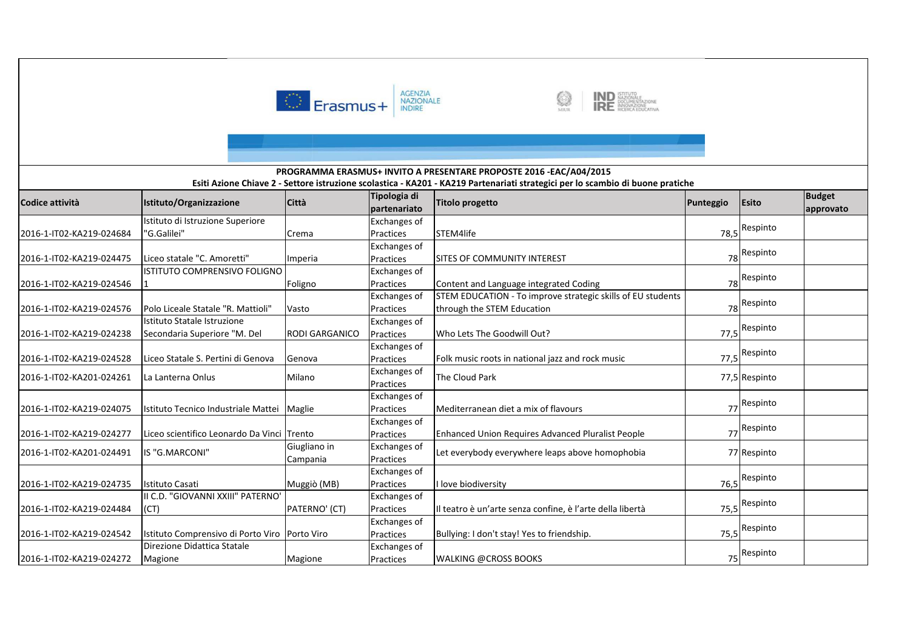**PROGRAMMA ERASMUS+ INVITO A PRESENTARE PROPOSTE 2016 -EAC/A04/2015**

**Esiti Azione Chiave 2 - Settore istruzione scolastica - KA201 - KA219 Partenariati strategici per lo scambio di buone pratiche**

| Codice attività | Istituto/Organizzazione | Città | Tipologia di partenariato | Titolo progetto | Punteggio | Esito | Budget approvato |
|---|---|---|---|---|---|---|---|
| 2016-1-IT02-KA219-024684 | Istituto di Istruzione Superiore "G.Galilei" | Crema | Exchanges of Practices | STEM4life | 78,5 | Respinto | |
| 2016-1-IT02-KA219-024475 | Liceo statale "C. Amoretti" | Imperia | Exchanges of Practices | SITES OF COMMUNITY INTEREST | 78 | Respinto | |
| 2016-1-IT02-KA219-024546 | ISTITUTO COMPRENSIVO FOLIGNO 1 | Foligno | Exchanges of Practices | Content and Language integrated Coding | 78 | Respinto | |
| 2016-1-IT02-KA219-024576 | Polo Liceale Statale "R. Mattioli" | Vasto | Exchanges of Practices | STEM EDUCATION - To improve strategic skills of EU students through the STEM Education | 78 | Respinto | |
| 2016-1-IT02-KA219-024238 | Istituto Statale Istruzione Secondaria Superiore "M. Del | RODI GARGANICO | Exchanges of Practices | Who Lets The Goodwill Out? | 77,5 | Respinto | |
| 2016-1-IT02-KA219-024528 | Liceo Statale S. Pertini di Genova | Genova | Exchanges of Practices | Folk music roots in national jazz and rock music | 77,5 | Respinto | |
| 2016-1-IT02-KA201-024261 | La Lanterna Onlus | Milano | Exchanges of Practices | The Cloud Park | 77,5 | Respinto | |
| 2016-1-IT02-KA219-024075 | Istituto Tecnico Industriale Mattei | Maglie | Exchanges of Practices | Mediterranean diet a mix of flavours | 77 | Respinto | |
| 2016-1-IT02-KA219-024277 | Liceo scientifico Leonardo Da Vinci | Trento | Exchanges of Practices | Enhanced Union Requires Advanced Pluralist People | 77 | Respinto | |
| 2016-1-IT02-KA201-024491 | IS "G.MARCONI" | Giugliano in Campania | Exchanges of Practices | Let everybody everywhere leaps above homophobia | 77 | Respinto | |
| 2016-1-IT02-KA219-024735 | Istituto Casati | Muggiò (MB) | Exchanges of Practices | I love biodiversity | 76,5 | Respinto | |
| 2016-1-IT02-KA219-024484 | II C.D. "GIOVANNI XXIII" PATERNO' (CT) | PATERNO' (CT) | Exchanges of Practices | Il teatro è un'arte senza confine, è l'arte della libertà | 75,5 | Respinto | |
| 2016-1-IT02-KA219-024542 | Istituto Comprensivo di Porto Viro | Porto Viro | Exchanges of Practices | Bullying: I don't stay! Yes to friendship. | 75,5 | Respinto | |
| 2016-1-IT02-KA219-024272 | Direzione Didattica Statale Magione | Magione | Exchanges of Practices | WALKING @CROSS BOOKS | 75 | Respinto | |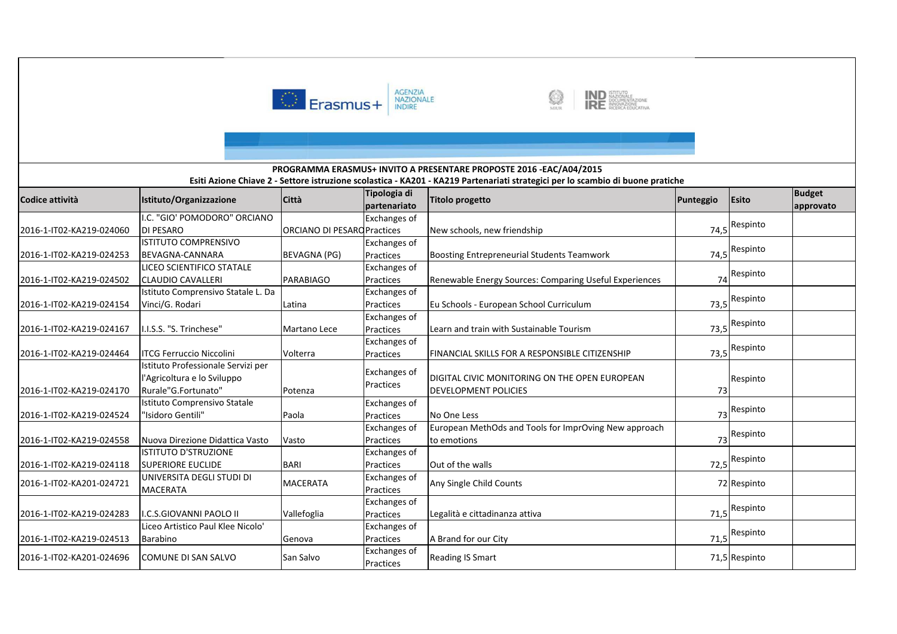**PROGRAMMA ERASMUS+ INVITO A PRESENTARE PROPOSTE 2016 -EAC/A04/2015**

**Esiti Azione Chiave 2 - Settore istruzione scolastica - KA201 - KA219 Partenariati strategici per lo scambio di buone pratiche**

| Codice attività | Istituto/Organizzazione | Città | Tipologia di partenariato | Titolo progetto | Punteggio | Esito | Budget approvato |
|---|---|---|---|---|---|---|---|
| 2016-1-IT02-KA219-024060 | I.C. "GIO' POMODORO" ORCIANO DI PESARO | ORCIANO DI PESARO | Exchanges of Practices | New schools, new friendship | 74,5 | Respinto | |
| 2016-1-IT02-KA219-024253 | ISTITUTO COMPRENSIVO BEVAGNA-CANNARA | BEVAGNA (PG) | Exchanges of Practices | Boosting Entrepreneurial Students Teamwork | 74,5 | Respinto | |
| 2016-1-IT02-KA219-024502 | LICEO SCIENTIFICO STATALE CLAUDIO CAVALLERI | PARABIAGO | Exchanges of Practices | Renewable Energy Sources: Comparing Useful Experiences | 74 | Respinto | |
| 2016-1-IT02-KA219-024154 | Istituto Comprensivo Statale L. Da Vinci/G. Rodari | Latina | Exchanges of Practices | Eu Schools - European School Curriculum | 73,5 | Respinto | |
| 2016-1-IT02-KA219-024167 | I.I.S.S. "S. Trinchese" | Martano Lece | Exchanges of Practices | Learn and train with Sustainable Tourism | 73,5 | Respinto | |
| 2016-1-IT02-KA219-024464 | ITCG Ferruccio Niccolini | Volterra | Exchanges of Practices | FINANCIAL SKILLS FOR A RESPONSIBLE CITIZENSHIP | 73,5 | Respinto | |
| 2016-1-IT02-KA219-024170 | Istituto Professionale Servizi per l'Agricoltura e lo Sviluppo Rurale"G.Fortunato" | Potenza | Exchanges of Practices | DIGITAL CIVIC MONITORING ON THE OPEN EUROPEAN DEVELOPMENT POLICIES | 73 | Respinto | |
| 2016-1-IT02-KA219-024524 | Istituto Comprensivo Statale "Isidoro Gentili" | Paola | Exchanges of Practices | No One Less | 73 | Respinto | |
| 2016-1-IT02-KA219-024558 | Nuova Direzione Didattica Vasto | Vasto | Exchanges of Practices | European MethOds and Tools for ImprOving New approach to emotions | 73 | Respinto | |
| 2016-1-IT02-KA219-024118 | ISTITUTO D'ISTRUZIONE SUPERIORE EUCLIDE | BARI | Exchanges of Practices | Out of the walls | 72,5 | Respinto | |
| 2016-1-IT02-KA201-024721 | UNIVERSITA DEGLI STUDI DI MACERATA | MACERATA | Exchanges of Practices | Any Single Child Counts | 72 | Respinto | |
| 2016-1-IT02-KA219-024283 | I.C.S.GIOVANNI PAOLO II | Vallefoglia | Exchanges of Practices | Legalità e cittadinanza attiva | 71,5 | Respinto | |
| 2016-1-IT02-KA219-024513 | Liceo Artistico Paul Klee Nicolo' Barabino | Genova | Exchanges of Practices | A Brand for our City | 71,5 | Respinto | |
| 2016-1-IT02-KA201-024696 | COMUNE DI SAN SALVO | San Salvo | Exchanges of Practices | Reading IS Smart | 71,5 | Respinto | |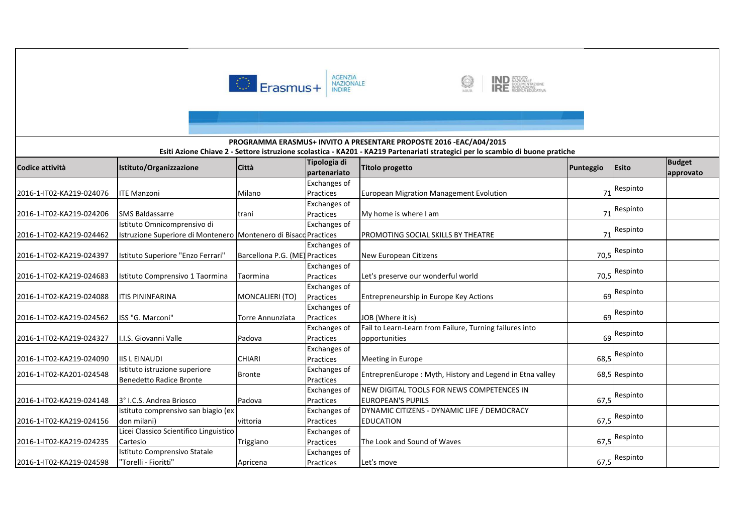**PROGRAMMA ERASMUS+ INVITO A PRESENTARE PROPOSTE 2016 -EAC/A04/2015**

**Esiti Azione Chiave 2 - Settore istruzione scolastica - KA201 - KA219 Partenariati strategici per lo scambio di buone pratiche**

| Codice attività | Istituto/Organizzazione | Città | Tipologia di partenariato | Titolo progetto | Punteggio | Esito | Budget approvato |
|---|---|---|---|---|---|---|---|
| 2016-1-IT02-KA219-024076 | ITE Manzoni | Milano | Exchanges of Practices | European Migration Management Evolution | 71 | Respinto | |
| 2016-1-IT02-KA219-024206 | SMS Baldassarre | trani | Exchanges of Practices | My home is where I am | 71 | Respinto | |
| 2016-1-IT02-KA219-024462 | Istituto Omnicomprensivo di Istruzione Superiore di Montenero | Montenero di Bisacc | Exchanges of Practices | PROMOTING SOCIAL SKILLS BY THEATRE | 71 | Respinto | |
| 2016-1-IT02-KA219-024397 | Istituto Superiore "Enzo Ferrari" | Barcellona P.G. (ME) | Exchanges of Practices | New European Citizens | 70,5 | Respinto | |
| 2016-1-IT02-KA219-024683 | Istituto Comprensivo 1 Taormina | Taormina | Exchanges of Practices | Let's preserve our wonderful world | 70,5 | Respinto | |
| 2016-1-IT02-KA219-024088 | ITIS PININFARINA | MONCALIERI (TO) | Exchanges of Practices | Entrepreneurship in Europe Key Actions | 69 | Respinto | |
| 2016-1-IT02-KA219-024562 | ISS "G. Marconi" | Torre Annunziata | Exchanges of Practices | JOB (Where it is) | 69 | Respinto | |
| 2016-1-IT02-KA219-024327 | I.I.S. Giovanni Valle | Padova | Exchanges of Practices | Fail to Learn-Learn from Failure, Turning failures into opportunities | 69 | Respinto | |
| 2016-1-IT02-KA219-024090 | IIS L EINAUDI | CHIARI | Exchanges of Practices | Meeting in Europe | 68,5 | Respinto | |
| 2016-1-IT02-KA201-024548 | Istituto istruzione superiore Benedetto Radice Bronte | Bronte | Exchanges of Practices | EntreprenEurope : Myth, History and Legend in Etna valley | 68,5 | Respinto | |
| 2016-1-IT02-KA219-024148 | 3° I.C.S. Andrea Briosco | Padova | Exchanges of Practices | NEW DIGITAL TOOLS FOR NEWS COMPETENCES IN EUROPEAN'S PUPILS | 67,5 | Respinto | |
| 2016-1-IT02-KA219-024156 | istituto comprensivo san biagio (ex don milani) | vittoria | Exchanges of Practices | DYNAMIC CITIZENS - DYNAMIC LIFE / DEMOCRACY EDUCATION | 67,5 | Respinto | |
| 2016-1-IT02-KA219-024235 | Licei Classico Scientifico Linguistico Cartesio | Triggiano | Exchanges of Practices | The Look and Sound of Waves | 67,5 | Respinto | |
| 2016-1-IT02-KA219-024598 | Istituto Comprensivo Statale "Torelli - Fioritti" | Apricena | Exchanges of Practices | Let's move | 67,5 | Respinto | |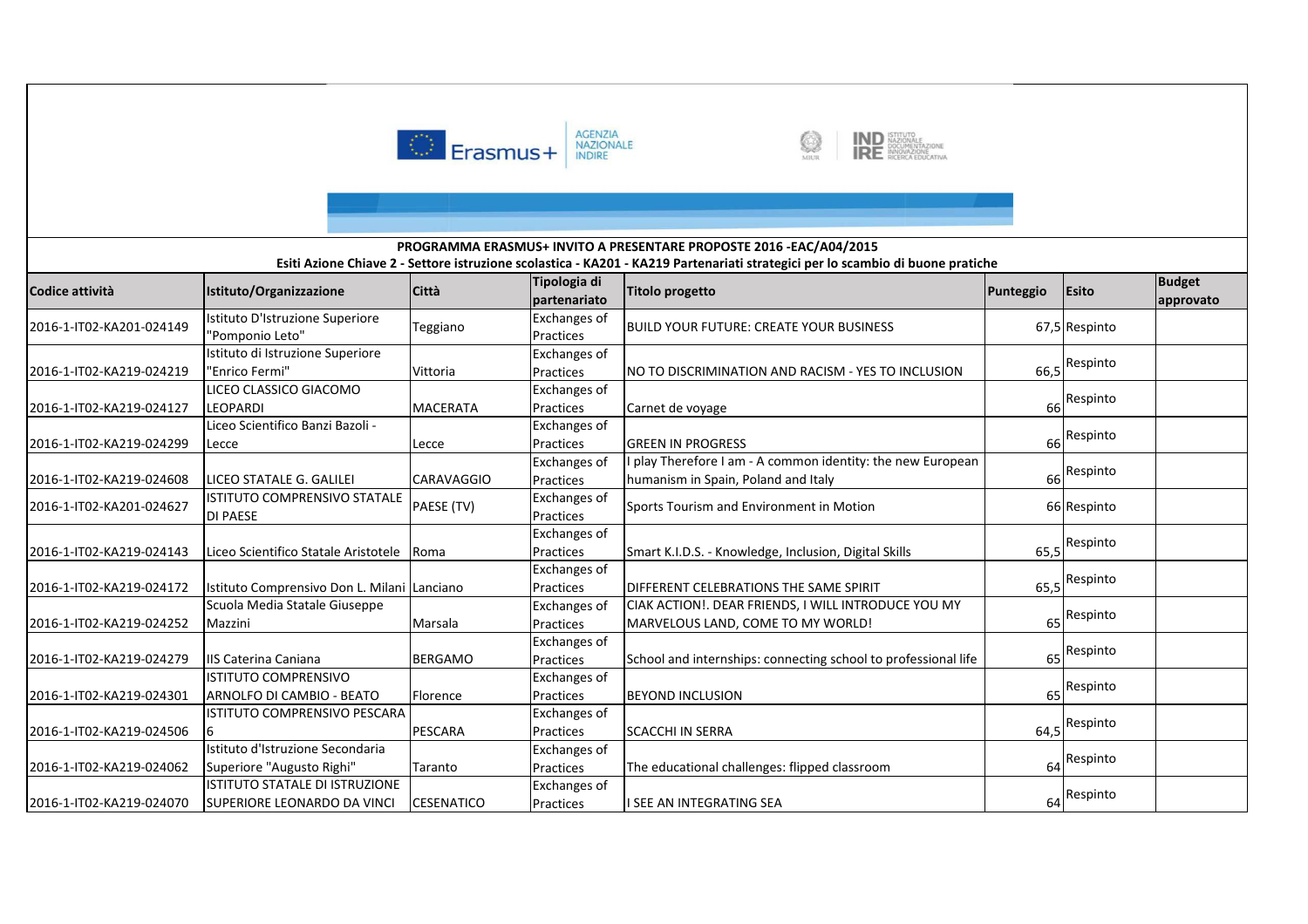**PROGRAMMA ERASMUS+ INVITO A PRESENTARE PROPOSTE 2016 -EAC/A04/2015**

**Esiti Azione Chiave 2 - Settore istruzione scolastica - KA201 - KA219 Partenariati strategici per lo scambio di buone pratiche**

| Codice attività | Istituto/Organizzazione | Città | Tipologia di partenariato | Titolo progetto | Punteggio | Esito | Budget approvato |
|---|---|---|---|---|---|---|---|
| 2016-1-IT02-KA201-024149 | Istituto D'Istruzione Superiore "Pomponio Leto" | Teggiano | Exchanges of Practices | BUILD YOUR FUTURE: CREATE YOUR BUSINESS | 67,5 | Respinto | |
| 2016-1-IT02-KA219-024219 | Istituto di Istruzione Superiore "Enrico Fermi" | Vittoria | Exchanges of Practices | NO TO DISCRIMINATION AND RACISM - YES TO INCLUSION | 66,5 | Respinto | |
| 2016-1-IT02-KA219-024127 | LICEO CLASSICO GIACOMO LEOPARDI | MACERATA | Exchanges of Practices | Carnet de voyage | 66 | Respinto | |
| 2016-1-IT02-KA219-024299 | Liceo Scientifico Banzi Bazoli - Lecce | Lecce | Exchanges of Practices | GREEN IN PROGRESS | 66 | Respinto | |
| 2016-1-IT02-KA219-024608 | LICEO STATALE G. GALILEI | CARAVAGGIO | Exchanges of Practices | I play Therefore I am - A common identity: the new European humanism in Spain, Poland and Italy | 66 | Respinto | |
| 2016-1-IT02-KA201-024627 | ISTITUTO COMPRENSIVO STATALE DI PAESE | PAESE (TV) | Exchanges of Practices | Sports Tourism and Environment in Motion | 66 | Respinto | |
| 2016-1-IT02-KA219-024143 | Liceo Scientifico Statale Aristotele | Roma | Exchanges of Practices | Smart K.I.D.S. - Knowledge, Inclusion, Digital Skills | 65,5 | Respinto | |
| 2016-1-IT02-KA219-024172 | Istituto Comprensivo Don L. Milani | Lanciano | Exchanges of Practices | DIFFERENT CELEBRATIONS THE SAME SPIRIT | 65,5 | Respinto | |
| 2016-1-IT02-KA219-024252 | Scuola Media Statale Giuseppe Mazzini | Marsala | Exchanges of Practices | CIAK ACTION!. DEAR FRIENDS, I WILL INTRODUCE YOU MY MARVELOUS LAND, COME TO MY WORLD! | 65 | Respinto | |
| 2016-1-IT02-KA219-024279 | IIS Caterina Caniana | BERGAMO | Exchanges of Practices | School and internships: connecting school to professional life | 65 | Respinto | |
| 2016-1-IT02-KA219-024301 | ISTITUTO COMPRENSIVO ARNOLFO DI CAMBIO - BEATO | Florence | Exchanges of Practices | BEYOND INCLUSION | 65 | Respinto | |
| 2016-1-IT02-KA219-024506 | ISTITUTO COMPRENSIVO PESCARA 6 | PESCARA | Exchanges of Practices | SCACCHI IN SERRA | 64,5 | Respinto | |
| 2016-1-IT02-KA219-024062 | Istituto d'Istruzione Secondaria Superiore "Augusto Righi" | Taranto | Exchanges of Practices | The educational challenges: flipped classroom | 64 | Respinto | |
| 2016-1-IT02-KA219-024070 | ISTITUTO STATALE DI ISTRUZIONE SUPERIORE LEONARDO DA VINCI | CESENATICO | Exchanges of Practices | I SEE AN INTEGRATING SEA | 64 | Respinto | |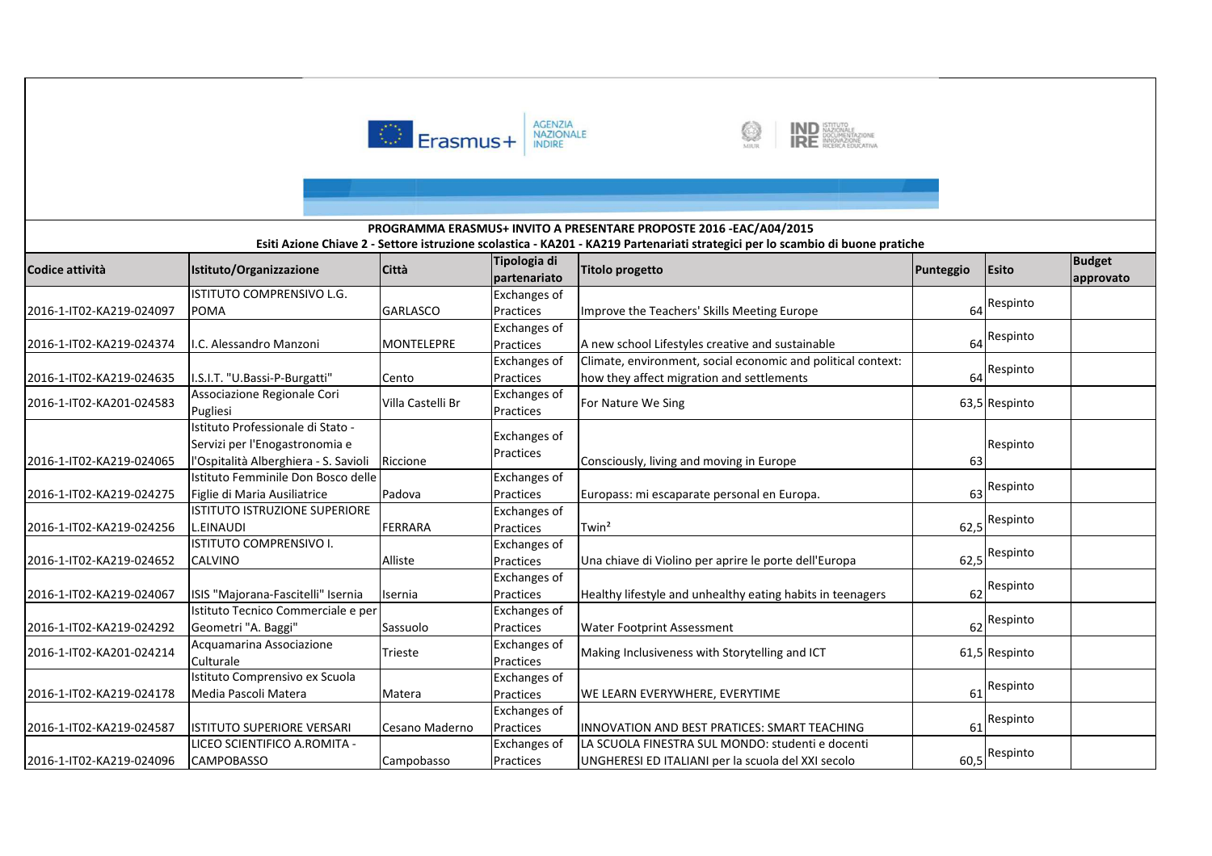**PROGRAMMA ERASMUS+ INVITO A PRESENTARE PROPOSTE 2016 -EAC/A04/2015**

**Esiti Azione Chiave 2 - Settore istruzione scolastica - KA201 - KA219 Partenariati strategici per lo scambio di buone pratiche**

| Codice attività | Istituto/Organizzazione | Città | Tipologia di partenariato | Titolo progetto | Punteggio | Esito | Budget approvato |
|---|---|---|---|---|---|---|---|
| 2016-1-IT02-KA219-024097 | ISTITUTO COMPRENSIVO L.G. POMA | GARLASCO | Exchanges of Practices | Improve the Teachers' Skills Meeting Europe | 64 | Respinto | |
| 2016-1-IT02-KA219-024374 | I.C. Alessandro Manzoni | MONTELEPRE | Exchanges of Practices | A new school Lifestyles creative and sustainable | 64 | Respinto | |
| 2016-1-IT02-KA219-024635 | I.S.I.T. "U.Bassi-P-Burgatti" | Cento | Exchanges of Practices | Climate, environment, social economic and political context: how they affect migration and settlements | 64 | Respinto | |
| 2016-1-IT02-KA201-024583 | Associazione Regionale Cori Pugliesi | Villa Castelli Br | Exchanges of Practices | For Nature We Sing | 63,5 | Respinto | |
| 2016-1-IT02-KA219-024065 | Istituto Professionale di Stato - Servizi per l'Enogastronomia e l'Ospitalità Alberghiera - S. Savioli | Riccione | Exchanges of Practices | Consciously, living and moving in Europe | 63 | Respinto | |
| 2016-1-IT02-KA219-024275 | Istituto Femminile Don Bosco delle Figlie di Maria Ausiliatrice | Padova | Exchanges of Practices | Europass: mi escaparate personal en Europa. | 63 | Respinto | |
| 2016-1-IT02-KA219-024256 | ISTITUTO ISTRUZIONE SUPERIORE L.EINAUDI | FERRARA | Exchanges of Practices | Twin² | 62,5 | Respinto | |
| 2016-1-IT02-KA219-024652 | ISTITUTO COMPRENSIVO I. CALVINO | Alliste | Exchanges of Practices | Una chiave di Violino per aprire le porte dell'Europa | 62,5 | Respinto | |
| 2016-1-IT02-KA219-024067 | ISIS "Majorana-Fascitelli" Isernia | Isernia | Exchanges of Practices | Healthy lifestyle and unhealthy eating habits in teenagers | 62 | Respinto | |
| 2016-1-IT02-KA219-024292 | Istituto Tecnico Commerciale e per Geometri "A. Baggi" | Sassuolo | Exchanges of Practices | Water Footprint Assessment | 62 | Respinto | |
| 2016-1-IT02-KA201-024214 | Acquamarina Associazione Culturale | Trieste | Exchanges of Practices | Making Inclusiveness with Storytelling and ICT | 61,5 | Respinto | |
| 2016-1-IT02-KA219-024178 | Istituto Comprensivo ex Scuola Media Pascoli Matera | Matera | Exchanges of Practices | WE LEARN EVERYWHERE, EVERYTIME | 61 | Respinto | |
| 2016-1-IT02-KA219-024587 | ISTITUTO SUPERIORE VERSARI | Cesano Maderno | Exchanges of Practices | INNOVATION AND BEST PRATICES: SMART TEACHING | 61 | Respinto | |
| 2016-1-IT02-KA219-024096 | LICEO SCIENTIFICO A.ROMITA - CAMPOBASSO | Campobasso | Exchanges of Practices | LA SCUOLA FINESTRA SUL MONDO: studenti e docenti UNGHERESI ED ITALIANI per la scuola del XXI secolo | 60,5 | Respinto | |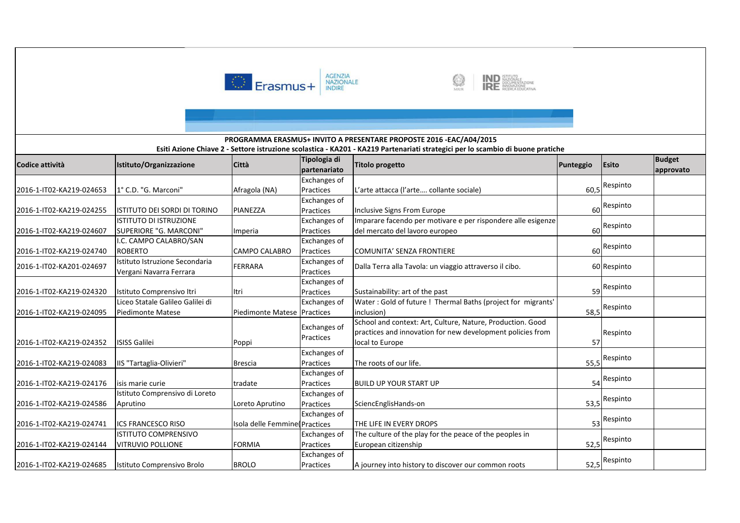**PROGRAMMA ERASMUS+ INVITO A PRESENTARE PROPOSTE 2016 -EAC/A04/2015**

**Esiti Azione Chiave 2 - Settore istruzione scolastica - KA201 - KA219 Partenariati strategici per lo scambio di buone pratiche**

| Codice attività | Istituto/Organizzazione | Città | Tipologia di partenariato | Titolo progetto | Punteggio | Esito | Budget approvato |
|---|---|---|---|---|---|---|---|
| 2016-1-IT02-KA219-024653 | 1° C.D. "G. Marconi" | Afragola (NA) | Exchanges of Practices | L’arte attacca (l’arte…. collante sociale) | 60,5 | Respinto | |
| 2016-1-IT02-KA219-024255 | ISTITUTO DEI SORDI DI TORINO | PIANEZZA | Exchanges of Practices | Inclusive Signs From Europe | 60 | Respinto | |
| 2016-1-IT02-KA219-024607 | ISTITUTO DI ISTRUZIONE SUPERIORE "G. MARCONI" | Imperia | Exchanges of Practices | Imparare facendo per motivare e per rispondere alle esigenze del mercato del lavoro europeo | 60 | Respinto | |
| 2016-1-IT02-KA219-024740 | I.C. CAMPO CALABRO/SAN ROBERTO | CAMPO CALABRO | Exchanges of Practices | COMUNITA’ SENZA FRONTIERE | 60 | Respinto | |
| 2016-1-IT02-KA201-024697 | Istituto Istruzione Secondaria Vergani Navarra Ferrara | FERRARA | Exchanges of Practices | Dalla Terra alla Tavola: un viaggio attraverso il cibo. | 60 | Respinto | |
| 2016-1-IT02-KA219-024320 | Istituto Comprensivo Itri | Itri | Exchanges of Practices | Sustainability: art of the past | 59 | Respinto | |
| 2016-1-IT02-KA219-024095 | Liceo Statale Galileo Galilei di Piedimonte Matese | Piedimonte Matese | Exchanges of Practices | Water : Gold of future ! Thermal Baths (project for migrants' inclusion) | 58,5 | Respinto | |
| 2016-1-IT02-KA219-024352 | ISISS Galilei | Poppi | Exchanges of Practices | School and context: Art, Culture, Nature, Production. Good practices and innovation for new development policies from local to Europe | 57 | Respinto | |
| 2016-1-IT02-KA219-024083 | IIS "Tartaglia-Olivieri" | Brescia | Exchanges of Practices | The roots of our life. | 55,5 | Respinto | |
| 2016-1-IT02-KA219-024176 | isis marie curie | tradate | Exchanges of Practices | BUILD UP YOUR START UP | 54 | Respinto | |
| 2016-1-IT02-KA219-024586 | Istituto Comprensivo di Loreto Aprutino | Loreto Aprutino | Exchanges of Practices | SciencEnglisHands-on | 53,5 | Respinto | |
| 2016-1-IT02-KA219-024741 | ICS FRANCESCO RISO | Isola delle Femmine( | Exchanges of Practices | THE LIFE IN EVERY DROPS | 53 | Respinto | |
| 2016-1-IT02-KA219-024144 | ISTITUTO COMPRENSIVO VITRUVIO POLLIONE | FORMIA | Exchanges of Practices | The culture of the play for the peace of the peoples in European citizenship | 52,5 | Respinto | |
| 2016-1-IT02-KA219-024685 | Istituto Comprensivo Brolo | BROLO | Exchanges of Practices | A journey into history to discover our common roots | 52,5 | Respinto | |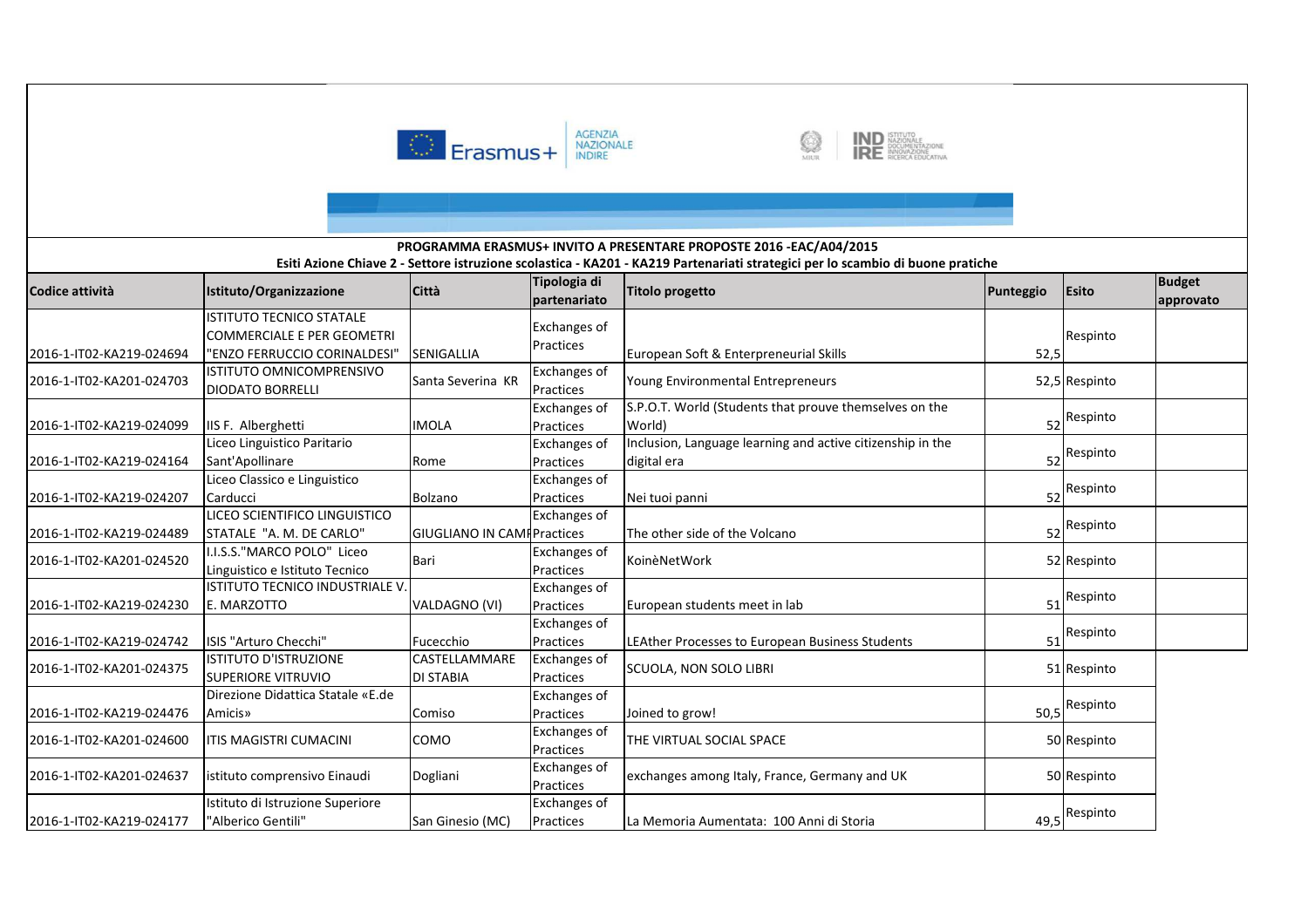**PROGRAMMA ERASMUS+ INVITO A PRESENTARE PROPOSTE 2016 -EAC/A04/2015**

**Esiti Azione Chiave 2 - Settore istruzione scolastica - KA201 - KA219 Partenariati strategici per lo scambio di buone pratiche**

| Codice attività | Istituto/Organizzazione | Città | Tipologia di partenariato | Titolo progetto | Punteggio | Esito | Budget approvato |
|---|---|---|---|---|---|---|---|
| 2016-1-IT02-KA219-024694 | ISTITUTO TECNICO STATALE COMMERCIALE E PER GEOMETRI "ENZO FERRUCCIO CORINALDESI" | SENIGALLIA | Exchanges of Practices | European Soft & Enterpreneurial Skills | 52,5 | Respinto | |
| 2016-1-IT02-KA201-024703 | ISTITUTO OMNICOMPRENSIVO DIODATO BORRELLI | Santa Severina KR | Exchanges of Practices | Young Environmental Entrepreneurs | 52,5 | Respinto | |
| 2016-1-IT02-KA219-024099 | IIS F. Alberghetti | IMOLA | Exchanges of Practices | S.P.O.T. World (Students that prouve themselves on the World) | 52 | Respinto | |
| 2016-1-IT02-KA219-024164 | Liceo Linguistico Paritario Sant'Apollinare | Rome | Exchanges of Practices | Inclusion, Language learning and active citizenship in the digital era | 52 | Respinto | |
| 2016-1-IT02-KA219-024207 | Liceo Classico e Linguistico Carducci | Bolzano | Exchanges of Practices | Nei tuoi panni | 52 | Respinto | |
| 2016-1-IT02-KA219-024489 | LICEO SCIENTIFICO LINGUISTICO STATALE "A. M. DE CARLO" | GIUGLIANO IN CAMP | Exchanges of Practices | The other side of the Volcano | 52 | Respinto | |
| 2016-1-IT02-KA201-024520 | I.I.S.S."MARCO POLO" Liceo Linguistico e Istituto Tecnico | Bari | Exchanges of Practices | KoinèNetWork | 52 | Respinto | |
| 2016-1-IT02-KA219-024230 | ISTITUTO TECNICO INDUSTRIALE V. E. MARZOTTO | VALDAGNO (VI) | Exchanges of Practices | European students meet in lab | 51 | Respinto | |
| 2016-1-IT02-KA219-024742 | ISIS "Arturo Checchi" | Fucecchio | Exchanges of Practices | LEAther Processes to European Business Students | 51 | Respinto | |
| 2016-1-IT02-KA201-024375 | ISTITUTO D'ISTRUZIONE SUPERIORE VITRUVIO | CASTELLAMMARE DI STABIA | Exchanges of Practices | SCUOLA, NON SOLO LIBRI | 51 | Respinto | |
| 2016-1-IT02-KA219-024476 | Direzione Didattica Statale «E.de Amicis» | Comiso | Exchanges of Practices | Joined to grow! | 50,5 | Respinto | |
| 2016-1-IT02-KA201-024600 | ITIS MAGISTRI CUMACINI | COMO | Exchanges of Practices | THE VIRTUAL SOCIAL SPACE | 50 | Respinto | |
| 2016-1-IT02-KA201-024637 | istituto comprensivo Einaudi | Dogliani | Exchanges of Practices | exchanges among Italy, France, Germany and UK | 50 | Respinto | |
| 2016-1-IT02-KA219-024177 | Istituto di Istruzione Superiore "Alberico Gentili" | San Ginesio (MC) | Exchanges of Practices | La Memoria Aumentata: 100 Anni di Storia | 49,5 | Respinto | |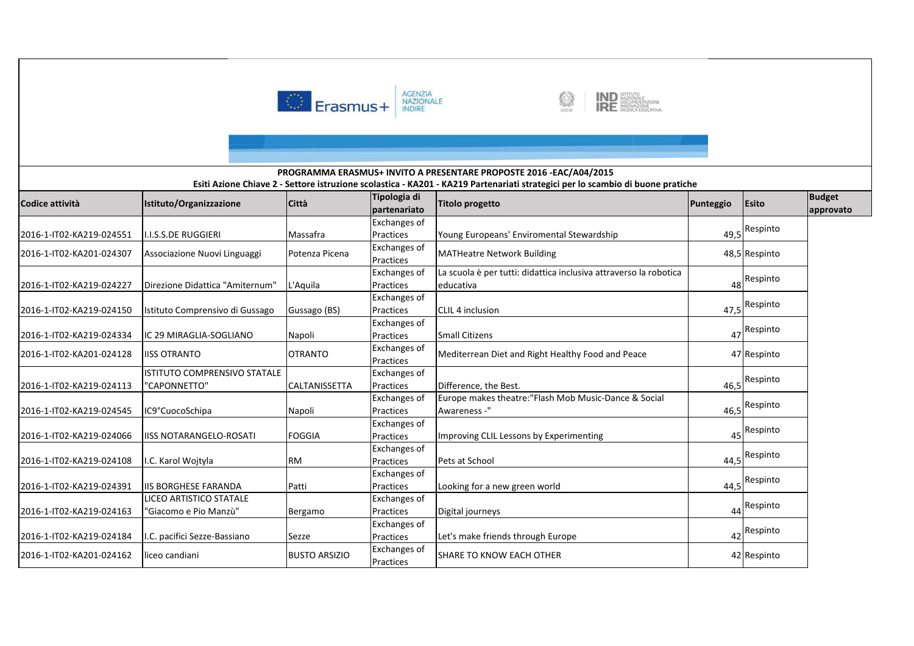**PROGRAMMA ERASMUS+ INVITO A PRESENTARE PROPOSTE 2016 -EAC/A04/2015**

**Esiti Azione Chiave 2 - Settore istruzione scolastica - KA201 - KA219 Partenariati strategici per lo scambio di buone pratiche**

| Codice attività | Istituto/Organizzazione | Città | Tipologia di partenariato | Titolo progetto | Punteggio | Esito | Budget approvato |
|---|---|---|---|---|---|---|---|
| 2016-1-IT02-KA219-024551 | I.I.S.S.DE RUGGIERI | Massafra | Exchanges of Practices | Young Europeans' Enviromental Stewardship | 49,5 | Respinto | |
| 2016-1-IT02-KA201-024307 | Associazione Nuovi Linguaggi | Potenza Picena | Exchanges of Practices | MATHeatre Network Building | 48,5 | Respinto | |
| 2016-1-IT02-KA219-024227 | Direzione Didattica "Amiternum" | L'Aquila | Exchanges of Practices | La scuola è per tutti: didattica inclusiva attraverso la robotica educativa | 48 | Respinto | |
| 2016-1-IT02-KA219-024150 | Istituto Comprensivo di Gussago | Gussago (BS) | Exchanges of Practices | CLIL 4 inclusion | 47,5 | Respinto | |
| 2016-1-IT02-KA219-024334 | IC 29 MIRAGLIA-SOGLIANO | Napoli | Exchanges of Practices | Small Citizens | 47 | Respinto | |
| 2016-1-IT02-KA201-024128 | IISS OTRANTO | OTRANTO | Exchanges of Practices | Mediterrean Diet and Right Healthy Food and Peace | 47 | Respinto | |
| 2016-1-IT02-KA219-024113 | ISTITUTO COMPRENSIVO STATALE "CAPONNETTO" | CALTANISSETTA | Exchanges of Practices | Difference, the Best. | 46,5 | Respinto | |
| 2016-1-IT02-KA219-024545 | IC9°CuocoSchipa | Napoli | Exchanges of Practices | Europe makes theatre:"Flash Mob Music-Dance & Social Awareness -" | 46,5 | Respinto | |
| 2016-1-IT02-KA219-024066 | IISS NOTARANGELO-ROSATI | FOGGIA | Exchanges of Practices | Improving CLIL Lessons by Experimenting | 45 | Respinto | |
| 2016-1-IT02-KA219-024108 | I.C. Karol Wojtyla | RM | Exchanges of Practices | Pets at School | 44,5 | Respinto | |
| 2016-1-IT02-KA219-024391 | IIS BORGHESE FARANDA | Patti | Exchanges of Practices | Looking for a new green world | 44,5 | Respinto | |
| 2016-1-IT02-KA219-024163 | LICEO ARTISTICO STATALE "Giacomo e Pio Manzù" | Bergamo | Exchanges of Practices | Digital journeys | 44 | Respinto | |
| 2016-1-IT02-KA219-024184 | I.C. pacifici Sezze-Bassiano | Sezze | Exchanges of Practices | Let's make friends through Europe | 42 | Respinto | |
| 2016-1-IT02-KA201-024162 | liceo candiani | BUSTO ARSIZIO | Exchanges of Practices | SHARE TO KNOW EACH OTHER | 42 | Respinto | |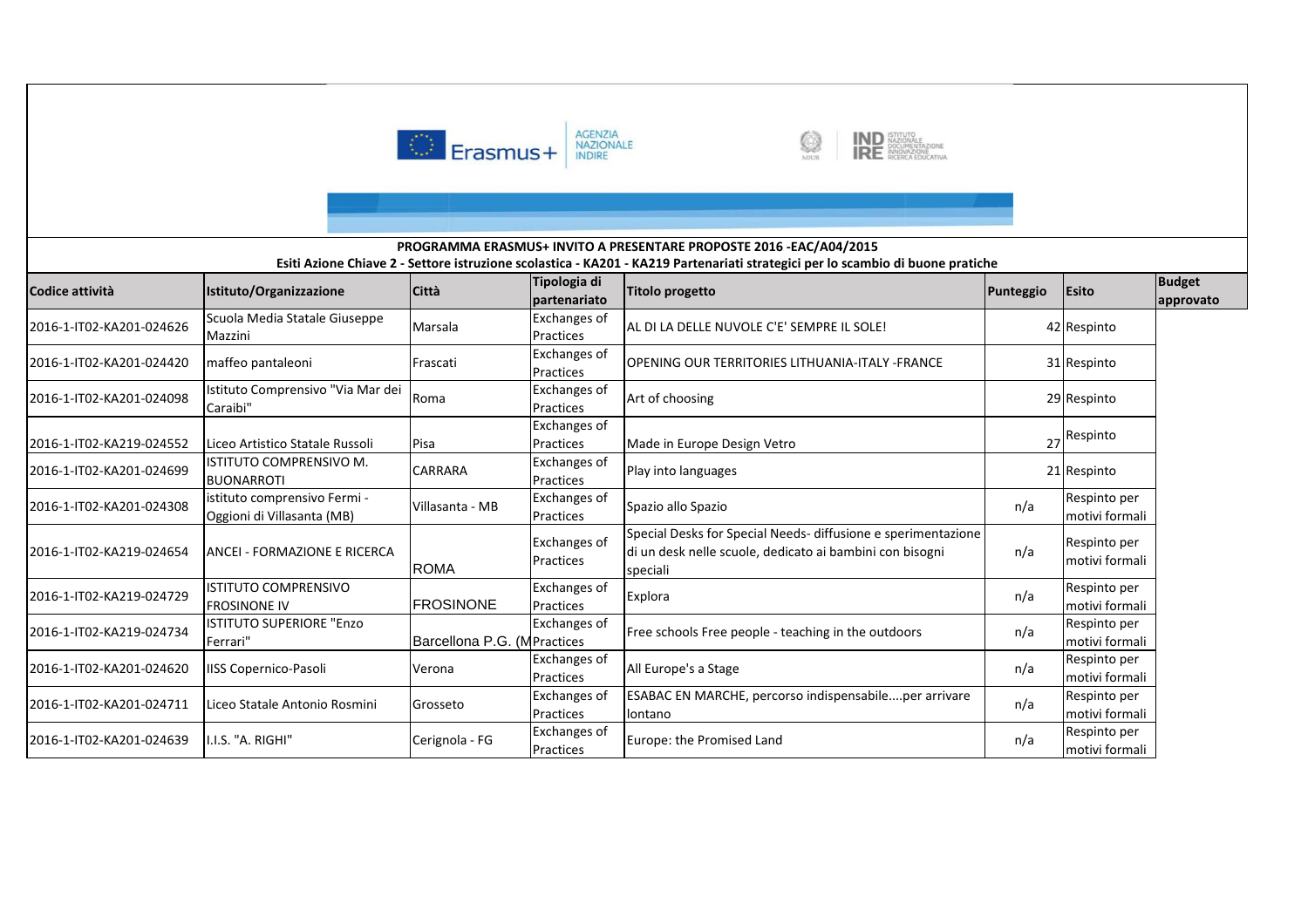**PROGRAMMA ERASMUS+ INVITO A PRESENTARE PROPOSTE 2016 -EAC/A04/2015**

**Esiti Azione Chiave 2 - Settore istruzione scolastica - KA201 - KA219 Partenariati strategici per lo scambio di buone pratiche**

| Codice attività | Istituto/Organizzazione | Città | Tipologia di partenariato | Titolo progetto | Punteggio | Esito | Budget approvato |
|---|---|---|---|---|---|---|---|
| 2016-1-IT02-KA201-024626 | Scuola Media Statale Giuseppe Mazzini | Marsala | Exchanges of Practices | AL DI LA DELLE NUVOLE C'E' SEMPRE IL SOLE! | 42 | Respinto | |
| 2016-1-IT02-KA201-024420 | maffeo pantaleoni | Frascati | Exchanges of Practices | OPENING OUR TERRITORIES LITHUANIA-ITALY -FRANCE | 31 | Respinto | |
| 2016-1-IT02-KA201-024098 | Istituto Comprensivo "Via Mar dei Caraibi" | Roma | Exchanges of Practices | Art of choosing | 29 | Respinto | |
| 2016-1-IT02-KA219-024552 | Liceo Artistico Statale Russoli | Pisa | Exchanges of Practices | Made in Europe Design Vetro | 27 | Respinto | |
| 2016-1-IT02-KA201-024699 | ISTITUTO COMPRENSIVO M. BUONARROTI | CARRARA | Exchanges of Practices | Play into languages | 21 | Respinto | |
| 2016-1-IT02-KA201-024308 | istituto comprensivo Fermi - Oggioni di Villasanta (MB) | Villasanta - MB | Exchanges of Practices | Spazio allo Spazio | n/a | Respinto per motivi formali | |
| 2016-1-IT02-KA219-024654 | ANCEI - FORMAZIONE E RICERCA | ROMA | Exchanges of Practices | Special Desks for Special Needs- diffusione e sperimentazione di un desk nelle scuole, dedicato ai bambini con bisogni speciali | n/a | Respinto per motivi formali | |
| 2016-1-IT02-KA219-024729 | ISTITUTO COMPRENSIVO FROSINONE IV | FROSINONE | Exchanges of Practices | Explora | n/a | Respinto per motivi formali | |
| 2016-1-IT02-KA219-024734 | ISTITUTO SUPERIORE "Enzo Ferrari" | Barcellona P.G. (M | Exchanges of Practices | Free schools Free people - teaching in the outdoors | n/a | Respinto per motivi formali | |
| 2016-1-IT02-KA201-024620 | IISS Copernico-Pasoli | Verona | Exchanges of Practices | All Europe's a Stage | n/a | Respinto per motivi formali | |
| 2016-1-IT02-KA201-024711 | Liceo Statale Antonio Rosmini | Grosseto | Exchanges of Practices | ESABAC EN MARCHE, percorso indispensabile....per arrivare lontano | n/a | Respinto per motivi formali | |
| 2016-1-IT02-KA201-024639 | I.I.S. "A. RIGHI" | Cerignola - FG | Exchanges of Practices | Europe: the Promised Land | n/a | Respinto per motivi formali | |